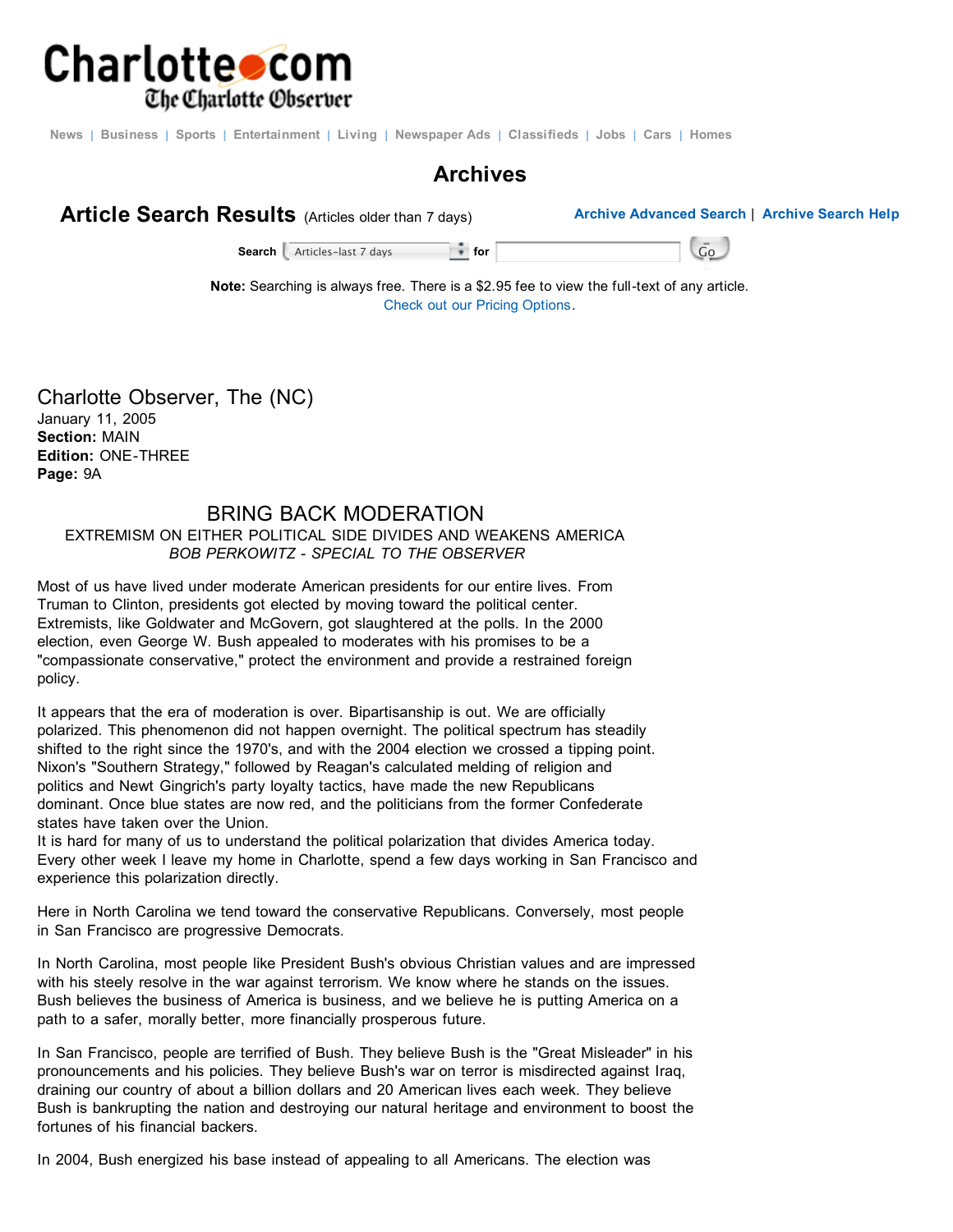Charlotte.com
The Charlotte Observer

News | Business | Sports | Entertainment | Living | Newspaper Ads | Classifieds | Jobs | Cars | Homes

## Archives

**Article Search Results** (Articles older than 7 days) | **Archive Advanced Search** | **Archive Search Help**

**Search** Articles-last 7 days **for** Go

**Note:** Searching is always free. There is a $2.95 fee to view the full-text of any article.
Check out our Pricing Options.

Charlotte Observer, The (NC)
January 11, 2005
**Section:** MAIN
**Edition:** ONE-THREE
**Page:** 9A

# BRING BACK MODERATION

EXTREMISM ON EITHER POLITICAL SIDE DIVIDES AND WEAKENS AMERICA

*BOB PERKOWITZ - SPECIAL TO THE OBSERVER*

Most of us have lived under moderate American presidents for our entire lives. From Truman to Clinton, presidents got elected by moving toward the political center. Extremists, like Goldwater and McGovern, got slaughtered at the polls. In the 2000 election, even George W. Bush appealed to moderates with his promises to be a "compassionate conservative," protect the environment and provide a restrained foreign policy.

It appears that the era of moderation is over. Bipartisanship is out. We are officially polarized. This phenomenon did not happen overnight. The political spectrum has steadily shifted to the right since the 1970's, and with the 2004 election we crossed a tipping point. Nixon's "Southern Strategy," followed by Reagan's calculated melding of religion and politics and Newt Gingrich's party loyalty tactics, have made the new Republicans dominant. Once blue states are now red, and the politicians from the former Confederate states have taken over the Union.
It is hard for many of us to understand the political polarization that divides America today. Every other week I leave my home in Charlotte, spend a few days working in San Francisco and experience this polarization directly.

Here in North Carolina we tend toward the conservative Republicans. Conversely, most people in San Francisco are progressive Democrats.

In North Carolina, most people like President Bush's obvious Christian values and are impressed with his steely resolve in the war against terrorism. We know where he stands on the issues. Bush believes the business of America is business, and we believe he is putting America on a path to a safer, morally better, more financially prosperous future.

In San Francisco, people are terrified of Bush. They believe Bush is the "Great Misleader" in his pronouncements and his policies. They believe Bush's war on terror is misdirected against Iraq, draining our country of about a billion dollars and 20 American lives each week. They believe Bush is bankrupting the nation and destroying our natural heritage and environment to boost the fortunes of his financial backers.

In 2004, Bush energized his base instead of appealing to all Americans. The election was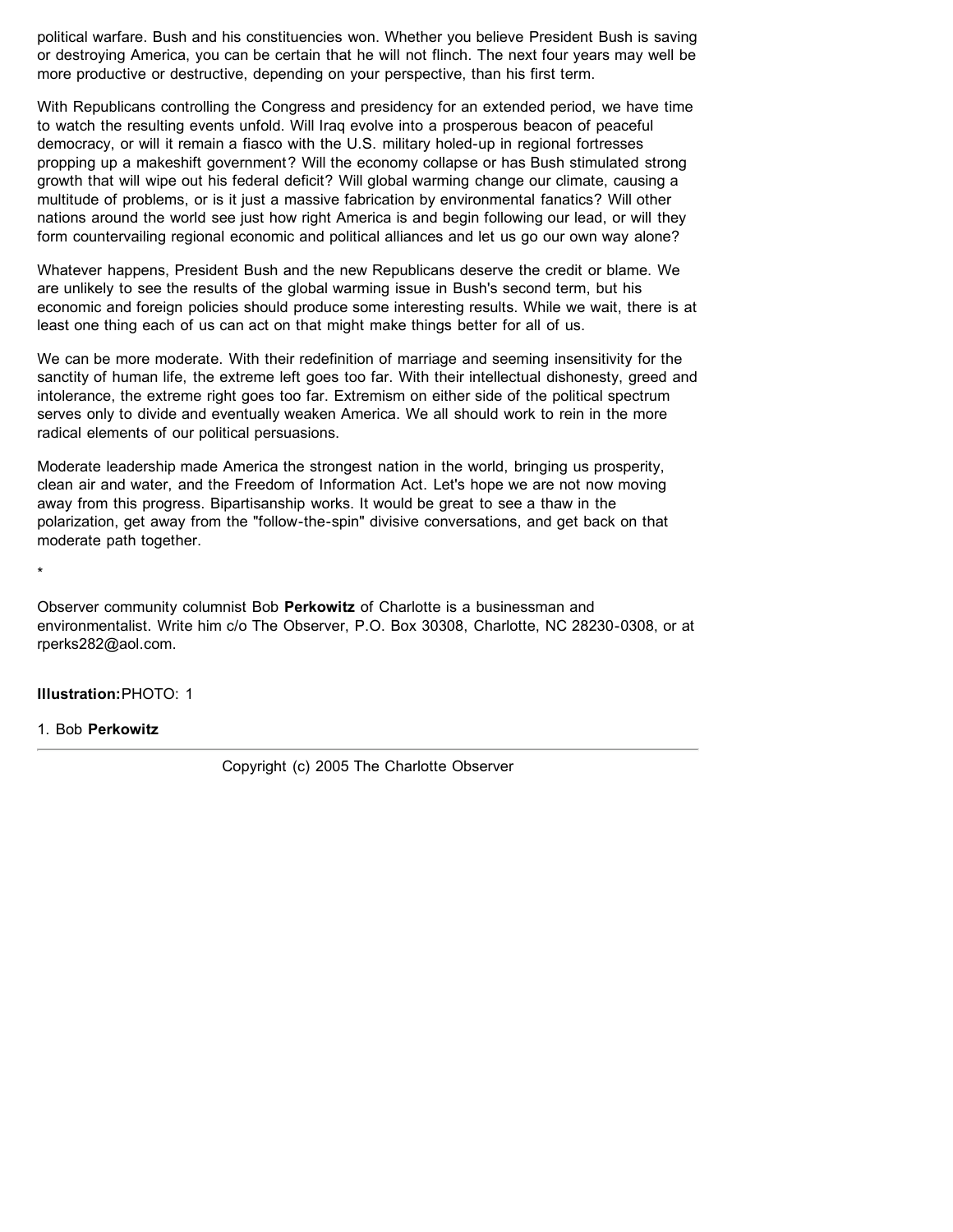political warfare. Bush and his constituencies won. Whether you believe President Bush is saving or destroying America, you can be certain that he will not flinch. The next four years may well be more productive or destructive, depending on your perspective, than his first term.

With Republicans controlling the Congress and presidency for an extended period, we have time to watch the resulting events unfold. Will Iraq evolve into a prosperous beacon of peaceful democracy, or will it remain a fiasco with the U.S. military holed-up in regional fortresses propping up a makeshift government? Will the economy collapse or has Bush stimulated strong growth that will wipe out his federal deficit? Will global warming change our climate, causing a multitude of problems, or is it just a massive fabrication by environmental fanatics? Will other nations around the world see just how right America is and begin following our lead, or will they form countervailing regional economic and political alliances and let us go our own way alone?

Whatever happens, President Bush and the new Republicans deserve the credit or blame. We are unlikely to see the results of the global warming issue in Bush's second term, but his economic and foreign policies should produce some interesting results. While we wait, there is at least one thing each of us can act on that might make things better for all of us.

We can be more moderate. With their redefinition of marriage and seeming insensitivity for the sanctity of human life, the extreme left goes too far. With their intellectual dishonesty, greed and intolerance, the extreme right goes too far. Extremism on either side of the political spectrum serves only to divide and eventually weaken America. We all should work to rein in the more radical elements of our political persuasions.

Moderate leadership made America the strongest nation in the world, bringing us prosperity, clean air and water, and the Freedom of Information Act. Let's hope we are not now moving away from this progress. Bipartisanship works. It would be great to see a thaw in the polarization, get away from the "follow-the-spin" divisive conversations, and get back on that moderate path together.

*

Observer community columnist Bob **Perkowitz** of Charlotte is a businessman and environmentalist. Write him c/o The Observer, P.O. Box 30308, Charlotte, NC 28230-0308, or at rperks282@aol.com.

**Illustration:** PHOTO: 1

1. Bob **Perkowitz**

---

Copyright (c) 2005 The Charlotte Observer